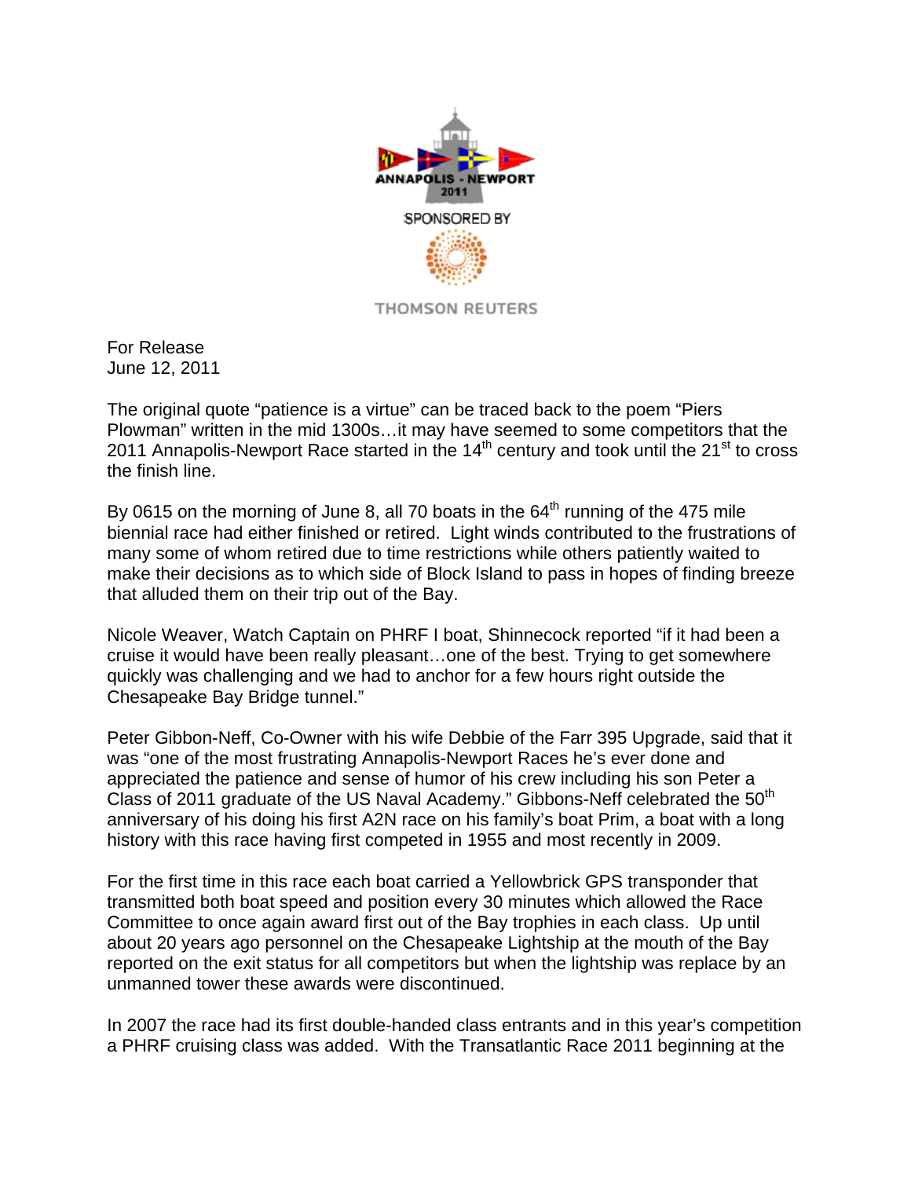ANNAPOLIS - NEWPORT 2011

SPONSORED BY

THOMSON REUTERS

For Release
June 12, 2011

The original quote "patience is a virtue" can be traced back to the poem "Piers Plowman" written in the mid 1300s…it may have seemed to some competitors that the 2011 Annapolis-Newport Race started in the 14th century and took until the 21st to cross the finish line.

By 0615 on the morning of June 8, all 70 boats in the 64th running of the 475 mile biennial race had either finished or retired. Light winds contributed to the frustrations of many some of whom retired due to time restrictions while others patiently waited to make their decisions as to which side of Block Island to pass in hopes of finding breeze that alluded them on their trip out of the Bay.

Nicole Weaver, Watch Captain on PHRF I boat, Shinnecock reported "if it had been a cruise it would have been really pleasant…one of the best. Trying to get somewhere quickly was challenging and we had to anchor for a few hours right outside the Chesapeake Bay Bridge tunnel."

Peter Gibbon-Neff, Co-Owner with his wife Debbie of the Farr 395 Upgrade, said that it was "one of the most frustrating Annapolis-Newport Races he's ever done and appreciated the patience and sense of humor of his crew including his son Peter a Class of 2011 graduate of the US Naval Academy." Gibbons-Neff celebrated the 50th anniversary of his doing his first A2N race on his family's boat Prim, a boat with a long history with this race having first competed in 1955 and most recently in 2009.

For the first time in this race each boat carried a Yellowbrick GPS transponder that transmitted both boat speed and position every 30 minutes which allowed the Race Committee to once again award first out of the Bay trophies in each class. Up until about 20 years ago personnel on the Chesapeake Lightship at the mouth of the Bay reported on the exit status for all competitors but when the lightship was replace by an unmanned tower these awards were discontinued.

In 2007 the race had its first double-handed class entrants and in this year's competition a PHRF cruising class was added. With the Transatlantic Race 2011 beginning at the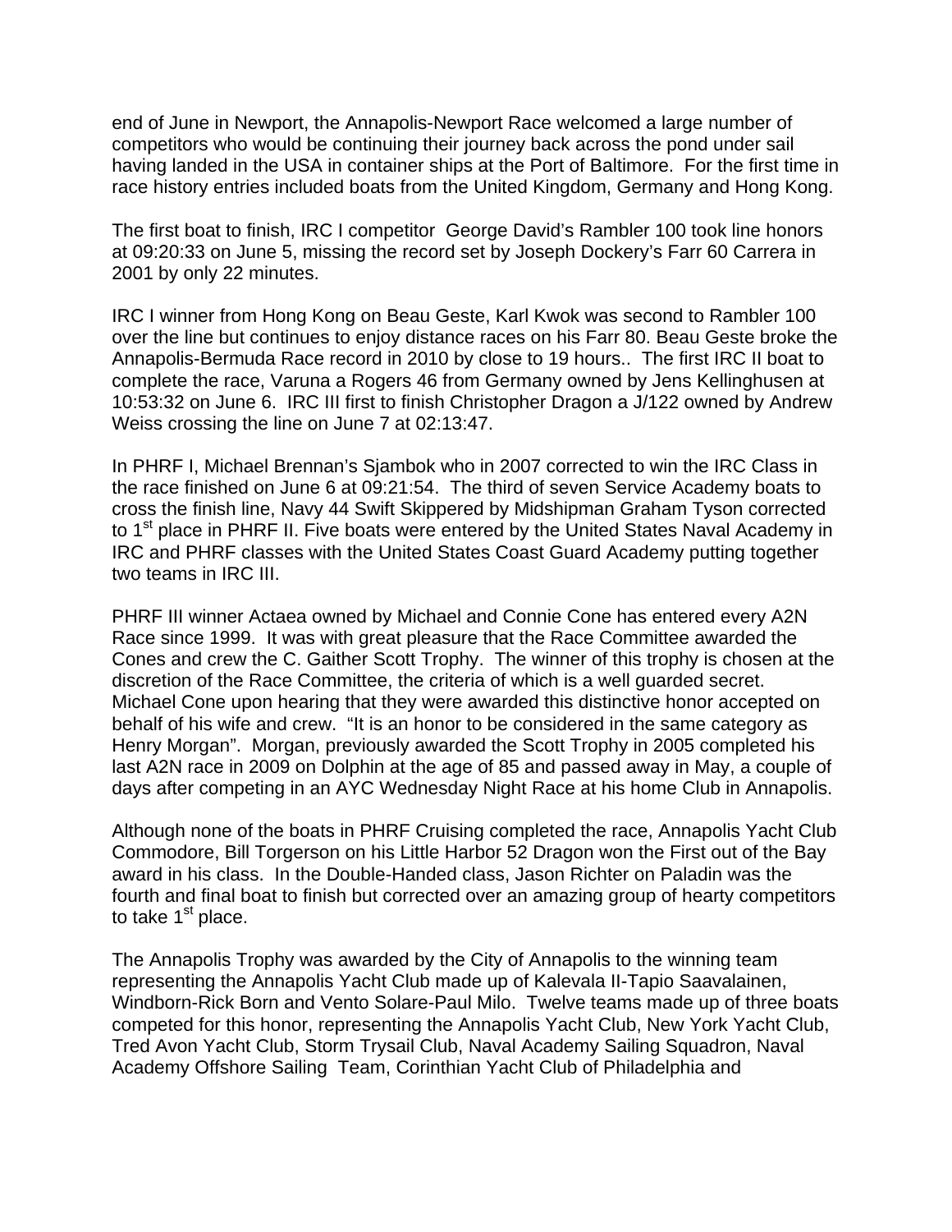end of June in Newport, the Annapolis-Newport Race welcomed a large number of competitors who would be continuing their journey back across the pond under sail having landed in the USA in container ships at the Port of Baltimore. For the first time in race history entries included boats from the United Kingdom, Germany and Hong Kong.

The first boat to finish, IRC I competitor George David's Rambler 100 took line honors at 09:20:33 on June 5, missing the record set by Joseph Dockery's Farr 60 Carrera in 2001 by only 22 minutes.

IRC I winner from Hong Kong on Beau Geste, Karl Kwok was second to Rambler 100 over the line but continues to enjoy distance races on his Farr 80. Beau Geste broke the Annapolis-Bermuda Race record in 2010 by close to 19 hours.. The first IRC II boat to complete the race, Varuna a Rogers 46 from Germany owned by Jens Kellinghusen at 10:53:32 on June 6. IRC III first to finish Christopher Dragon a J/122 owned by Andrew Weiss crossing the line on June 7 at 02:13:47.

In PHRF I, Michael Brennan's Sjambok who in 2007 corrected to win the IRC Class in the race finished on June 6 at 09:21:54. The third of seven Service Academy boats to cross the finish line, Navy 44 Swift Skippered by Midshipman Graham Tyson corrected to 1st place in PHRF II. Five boats were entered by the United States Naval Academy in IRC and PHRF classes with the United States Coast Guard Academy putting together two teams in IRC III.

PHRF III winner Actaea owned by Michael and Connie Cone has entered every A2N Race since 1999. It was with great pleasure that the Race Committee awarded the Cones and crew the C. Gaither Scott Trophy. The winner of this trophy is chosen at the discretion of the Race Committee, the criteria of which is a well guarded secret. Michael Cone upon hearing that they were awarded this distinctive honor accepted on behalf of his wife and crew. "It is an honor to be considered in the same category as Henry Morgan". Morgan, previously awarded the Scott Trophy in 2005 completed his last A2N race in 2009 on Dolphin at the age of 85 and passed away in May, a couple of days after competing in an AYC Wednesday Night Race at his home Club in Annapolis.

Although none of the boats in PHRF Cruising completed the race, Annapolis Yacht Club Commodore, Bill Torgerson on his Little Harbor 52 Dragon won the First out of the Bay award in his class. In the Double-Handed class, Jason Richter on Paladin was the fourth and final boat to finish but corrected over an amazing group of hearty competitors to take 1st place.

The Annapolis Trophy was awarded by the City of Annapolis to the winning team representing the Annapolis Yacht Club made up of Kalevala II-Tapio Saavalainen, Windborn-Rick Born and Vento Solare-Paul Milo. Twelve teams made up of three boats competed for this honor, representing the Annapolis Yacht Club, New York Yacht Club, Tred Avon Yacht Club, Storm Trysail Club, Naval Academy Sailing Squadron, Naval Academy Offshore Sailing Team, Corinthian Yacht Club of Philadelphia and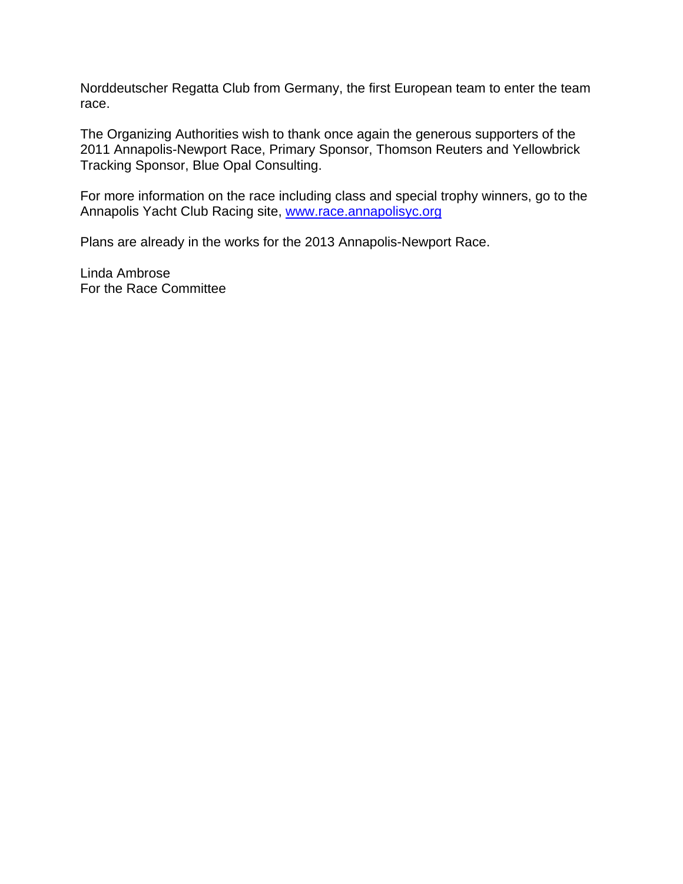Norddeutscher Regatta Club from Germany, the first European team to enter the team race.

The Organizing Authorities wish to thank once again the generous supporters of the 2011 Annapolis-Newport Race, Primary Sponsor, Thomson Reuters and Yellowbrick Tracking Sponsor, Blue Opal Consulting.

For more information on the race including class and special trophy winners, go to the Annapolis Yacht Club Racing site, [www.race.annapolisyc.org](http://www.race.annapolisyc.org)

Plans are already in the works for the 2013 Annapolis-Newport Race.

Linda Ambrose  
For the Race Committee